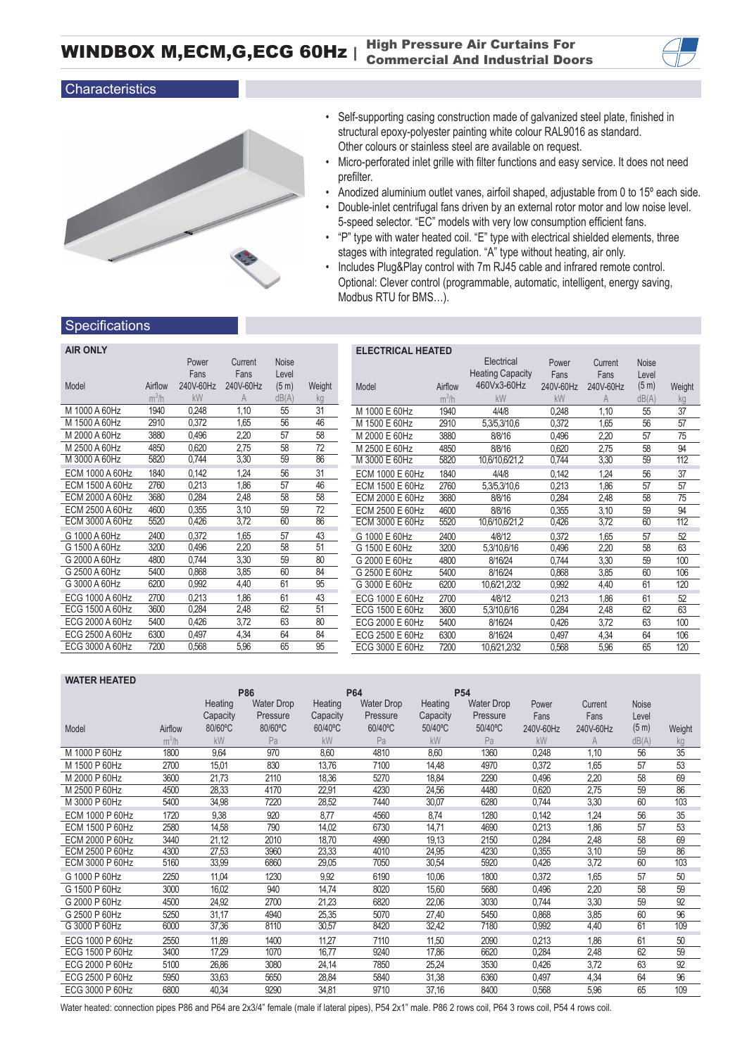# WINDBOX M,ECM,G,ECG 60Hz | High Pressure Air Curtains For Commercial And Industrial Doors

## Characteristics

- Self-supporting casing construction made of galvanized steel plate, finished in structural epoxy-polyester painting white colour RAL9016 as standard. Other colours or stainless steel are available on request.
- Micro-perforated inlet grille with filter functions and easy service. It does not need prefilter.
- Anodized aluminium outlet vanes, airfoil shaped, adjustable from 0 to 15º each side.
- Double-inlet centrifugal fans driven by an external rotor motor and low noise level. 5-speed selector. "EC" models with very low consumption efficient fans.
- "P" type with water heated coil. "E" type with electrical shielded elements, three stages with integrated regulation. "A" type without heating, air only.
- Includes Plug&Play control with 7m RJ45 cable and infrared remote control. Optional: Clever control (programmable, automatic, intelligent, energy saving, Modbus RTU for BMS…).

## Specifications

### AIR ONLY

| Model | Airflow | Power Fans 240V-60Hz | Current Fans 240V-60Hz | Noise Level (5 m) | Weight |
|---|---|---|---|---|---|
| | m³/h | kW | A | dB(A) | kg |
| M 1000 A 60Hz | 1940 | 0,248 | 1,10 | 55 | 31 |
| M 1500 A 60Hz | 2910 | 0,372 | 1,65 | 56 | 46 |
| M 2000 A 60Hz | 3880 | 0,496 | 2,20 | 57 | 58 |
| M 2500 A 60Hz | 4850 | 0,620 | 2,75 | 58 | 72 |
| M 3000 A 60Hz | 5820 | 0,744 | 3,30 | 59 | 86 |
| ECM 1000 A 60Hz | 1840 | 0,142 | 1,24 | 56 | 31 |
| ECM 1500 A 60Hz | 2760 | 0,213 | 1,86 | 57 | 46 |
| ECM 2000 A 60Hz | 3680 | 0,284 | 2,48 | 58 | 58 |
| ECM 2500 A 60Hz | 4600 | 0,355 | 3,10 | 59 | 72 |
| ECM 3000 A 60Hz | 5520 | 0,426 | 3,72 | 60 | 86 |
| G 1000 A 60Hz | 2400 | 0,372 | 1,65 | 57 | 43 |
| G 1500 A 60Hz | 3200 | 0,496 | 2,20 | 58 | 51 |
| G 2000 A 60Hz | 4800 | 0,744 | 3,30 | 59 | 80 |
| G 2500 A 60Hz | 5400 | 0,868 | 3,85 | 60 | 84 |
| G 3000 A 60Hz | 6200 | 0,992 | 4,40 | 61 | 95 |
| ECG 1000 A 60Hz | 2700 | 0,213 | 1,86 | 61 | 43 |
| ECG 1500 A 60Hz | 3600 | 0,284 | 2,48 | 62 | 51 |
| ECG 2000 A 60Hz | 5400 | 0,426 | 3,72 | 63 | 80 |
| ECG 2500 A 60Hz | 6300 | 0,497 | 4,34 | 64 | 84 |
| ECG 3000 A 60Hz | 7200 | 0,568 | 5,96 | 65 | 95 |

### ELECTRICAL HEATED

| Model | Airflow | Electrical Heating Capacity 460Vx3-60Hz | Power Fans 240V-60Hz | Current Fans 240V-60Hz | Noise Level (5 m) | Weight |
|---|---|---|---|---|---|---|
| | m³/h | kW | kW | A | dB(A) | kg |
| M 1000 E 60Hz | 1940 | 4/4/8 | 0,248 | 1,10 | 55 | 37 |
| M 1500 E 60Hz | 2910 | 5,3/5,3/10,6 | 0,372 | 1,65 | 56 | 57 |
| M 2000 E 60Hz | 3880 | 8/8/16 | 0,496 | 2,20 | 57 | 75 |
| M 2500 E 60Hz | 4850 | 8/8/16 | 0,620 | 2,75 | 58 | 94 |
| M 3000 E 60Hz | 5820 | 10,6/10,6/21,2 | 0,744 | 3,30 | 59 | 112 |
| ECM 1000 E 60Hz | 1840 | 4/4/8 | 0,142 | 1,24 | 56 | 37 |
| ECM 1500 E 60Hz | 2760 | 5,3/5,3/10,6 | 0,213 | 1,86 | 57 | 57 |
| ECM 2000 E 60Hz | 3680 | 8/8/16 | 0,284 | 2,48 | 58 | 75 |
| ECM 2500 E 60Hz | 4600 | 8/8/16 | 0,355 | 3,10 | 59 | 94 |
| ECM 3000 E 60Hz | 5520 | 10,6/10,6/21,2 | 0,426 | 3,72 | 60 | 112 |
| G 1000 E 60Hz | 2400 | 4/8/12 | 0,372 | 1,65 | 57 | 52 |
| G 1500 E 60Hz | 3200 | 5,3/10,6/16 | 0,496 | 2,20 | 58 | 63 |
| G 2000 E 60Hz | 4800 | 8/16/24 | 0,744 | 3,30 | 59 | 100 |
| G 2500 E 60Hz | 5400 | 8/16/24 | 0,868 | 3,85 | 60 | 106 |
| G 3000 E 60Hz | 6200 | 10,6/21,2/32 | 0,992 | 4,40 | 61 | 120 |
| ECG 1000 E 60Hz | 2700 | 4/8/12 | 0,213 | 1,86 | 61 | 52 |
| ECG 1500 E 60Hz | 3600 | 5,3/10,6/16 | 0,284 | 2,48 | 62 | 63 |
| ECG 2000 E 60Hz | 5400 | 8/16/24 | 0,426 | 3,72 | 63 | 100 |
| ECG 2500 E 60Hz | 6300 | 8/16/24 | 0,497 | 4,34 | 64 | 106 |
| ECG 3000 E 60Hz | 7200 | 10,6/21,2/32 | 0,568 | 5,96 | 65 | 120 |

### WATER HEATED

| Model | Airflow | P86 | | P64 | | P54 | | Power Fans 240V-60Hz | Current Fans 240V-60Hz | Noise Level (5 m) | Weight |
|---|---|---|---|---|---|---|---|---|---|---|---|
| | | Heating Capacity 80/60ºC | Water Drop Pressure 80/60ºC | Heating Capacity 60/40ºC | Water Drop Pressure 60/40ºC | Heating Capacity 50/40ºC | Water Drop Pressure 50/40ºC | | | | |
| | m³/h | kW | Pa | kW | Pa | kW | Pa | kW | A | dB(A) | kg |
| M 1000 P 60Hz | 1800 | 9,64 | 970 | 8,60 | 4810 | 8,60 | 1360 | 0,248 | 1,10 | 56 | 35 |
| M 1500 P 60Hz | 2700 | 15,01 | 830 | 13,76 | 7100 | 14,48 | 4970 | 0,372 | 1,65 | 57 | 53 |
| M 2000 P 60Hz | 3600 | 21,73 | 2110 | 18,36 | 5270 | 18,84 | 2290 | 0,496 | 2,20 | 58 | 69 |
| M 2500 P 60Hz | 4500 | 28,33 | 4170 | 22,91 | 4230 | 24,56 | 4480 | 0,620 | 2,75 | 59 | 86 |
| M 3000 P 60Hz | 5400 | 34,98 | 7220 | 28,52 | 7440 | 30,07 | 6280 | 0,744 | 3,30 | 60 | 103 |
| ECM 1000 P 60Hz | 1720 | 9,38 | 920 | 8,77 | 4560 | 8,74 | 1280 | 0,142 | 1,24 | 56 | 35 |
| ECM 1500 P 60Hz | 2580 | 14,58 | 790 | 14,02 | 6730 | 14,71 | 4690 | 0,213 | 1,86 | 57 | 53 |
| ECM 2000 P 60Hz | 3440 | 21,12 | 2010 | 18,70 | 4990 | 19,13 | 2150 | 0,284 | 2,48 | 58 | 69 |
| ECM 2500 P 60Hz | 4300 | 27,53 | 3960 | 23,33 | 4010 | 24,95 | 4230 | 0,355 | 3,10 | 59 | 86 |
| ECM 3000 P 60Hz | 5160 | 33,99 | 6860 | 29,05 | 7050 | 30,54 | 5920 | 0,426 | 3,72 | 60 | 103 |
| G 1000 P 60Hz | 2250 | 11,04 | 1230 | 9,92 | 6190 | 10,06 | 1800 | 0,372 | 1,65 | 57 | 50 |
| G 1500 P 60Hz | 3000 | 16,02 | 940 | 14,74 | 8020 | 15,60 | 5680 | 0,496 | 2,20 | 58 | 59 |
| G 2000 P 60Hz | 4500 | 24,92 | 2700 | 21,23 | 6820 | 22,06 | 3030 | 0,744 | 3,30 | 59 | 92 |
| G 2500 P 60Hz | 5250 | 31,17 | 4940 | 25,35 | 5070 | 27,40 | 5450 | 0,868 | 3,85 | 60 | 96 |
| G 3000 P 60Hz | 6000 | 37,36 | 8110 | 30,57 | 8420 | 32,42 | 7180 | 0,992 | 4,40 | 61 | 109 |
| ECG 1000 P 60Hz | 2550 | 11,89 | 1400 | 11,27 | 7110 | 11,50 | 2090 | 0,213 | 1,86 | 61 | 50 |
| ECG 1500 P 60Hz | 3400 | 17,29 | 1070 | 16,77 | 9240 | 17,86 | 6620 | 0,284 | 2,48 | 62 | 59 |
| ECG 2000 P 60Hz | 5100 | 26,86 | 3080 | 24,14 | 7850 | 25,24 | 3530 | 0,426 | 3,72 | 63 | 92 |
| ECG 2500 P 60Hz | 5950 | 33,63 | 5650 | 28,84 | 5840 | 31,38 | 6360 | 0,497 | 4,34 | 64 | 96 |
| ECG 3000 P 60Hz | 6800 | 40,34 | 9290 | 34,81 | 9710 | 37,16 | 8400 | 0,568 | 5,96 | 65 | 109 |

Water heated: connection pipes P86 and P64 are 2x3/4" female (male if lateral pipes), P54 2x1" male. P86 2 rows coil, P64 3 rows coil, P54 4 rows coil.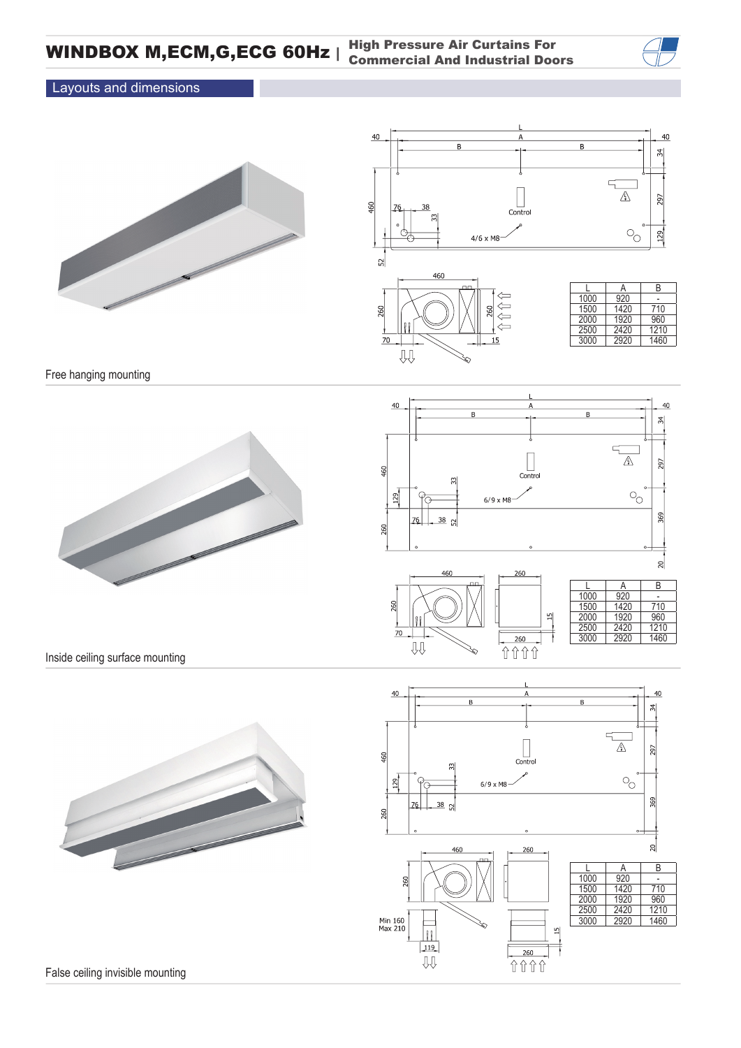# WINDBOX M,ECM,G,ECG 60Hz | High Pressure Air Curtains For Commercial And Industrial Doors

## Layouts and dimensions

| L | A | B |
|---|---|---|
| 1000 | 920 | - |
| 1500 | 1420 | 710 |
| 2000 | 1920 | 960 |
| 2500 | 2420 | 1210 |
| 3000 | 2920 | 1460 |

Free hanging mounting

| L | A | B |
|---|---|---|
| 1000 | 920 | - |
| 1500 | 1420 | 710 |
| 2000 | 1920 | 960 |
| 2500 | 2420 | 1210 |
| 3000 | 2920 | 1460 |

Inside ceiling surface mounting

| L | A | B |
|---|---|---|
| 1000 | 920 | - |
| 1500 | 1420 | 710 |
| 2000 | 1920 | 960 |
| 2500 | 2420 | 1210 |
| 3000 | 2920 | 1460 |

False ceiling invisible mounting